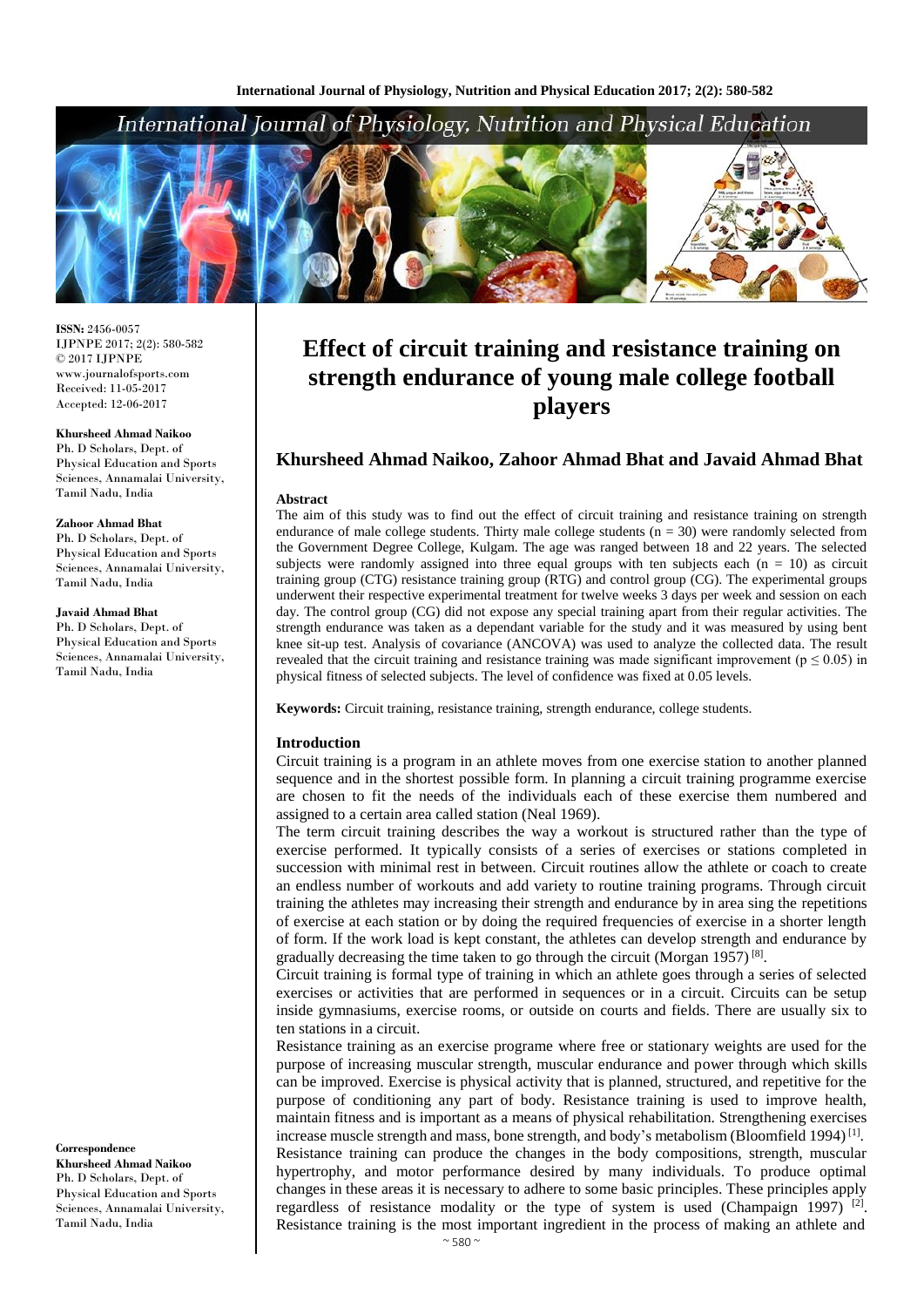# Effect of circuit training and resistance training on strength endurance of young male college football players

## Khursheed Ahmad Naikoo, Zahoor Ahmad Bhat and Javaid Ahmad Bhat

ISSN: 2456-0057
IJPNPE 2017; 2(2): 580-582
© 2017 IJPNPE
www.journalofsports.com
Received: 11-05-2017
Accepted: 12-06-2017

**Khursheed Ahmad Naikoo**
Ph. D Scholars, Dept. of Physical Education and Sports Sciences, Annamalai University, Tamil Nadu, India

**Zahoor Ahmad Bhat**
Ph. D Scholars, Dept. of Physical Education and Sports Sciences, Annamalai University, Tamil Nadu, India

**Javaid Ahmad Bhat**
Ph. D Scholars, Dept. of Physical Education and Sports Sciences, Annamalai University, Tamil Nadu, India

**Correspondence**
**Khursheed Ahmad Naikoo**
Ph. D Scholars, Dept. of Physical Education and Sports Sciences, Annamalai University, Tamil Nadu, India

### Abstract

The aim of this study was to find out the effect of circuit training and resistance training on strength endurance of male college students. Thirty male college students ($n = 30$) were randomly selected from the Government Degree College, Kulgam. The age was ranged between 18 and 22 years. The selected subjects were randomly assigned into three equal groups with ten subjects each ($n = 10$) as circuit training group (CTG) resistance training group (RTG) and control group (CG). The experimental groups underwent their respective experimental treatment for twelve weeks 3 days per week and session on each day. The control group (CG) did not expose any special training apart from their regular activities. The strength endurance was taken as a dependant variable for the study and it was measured by using bent knee sit-up test. Analysis of covariance (ANCOVA) was used to analyze the collected data. The result revealed that the circuit training and resistance training was made significant improvement ($p \leq 0.05$) in physical fitness of selected subjects. The level of confidence was fixed at 0.05 levels.

**Keywords:** Circuit training, resistance training, strength endurance, college students.

### Introduction

Circuit training is a program in an athlete moves from one exercise station to another planned sequence and in the shortest possible form. In planning a circuit training programme exercise are chosen to fit the needs of the individuals each of these exercise them numbered and assigned to a certain area called station (Neal 1969).

The term circuit training describes the way a workout is structured rather than the type of exercise performed. It typically consists of a series of exercises or stations completed in succession with minimal rest in between. Circuit routines allow the athlete or coach to create an endless number of workouts and add variety to routine training programs. Through circuit training the athletes may increasing their strength and endurance by in area sing the repetitions of exercise at each station or by doing the required frequencies of exercise in a shorter length of form. If the work load is kept constant, the athletes can develop strength and endurance by gradually decreasing the time taken to go through the circuit (Morgan 1957) [8].

Circuit training is formal type of training in which an athlete goes through a series of selected exercises or activities that are performed in sequences or in a circuit. Circuits can be setup inside gymnasiums, exercise rooms, or outside on courts and fields. There are usually six to ten stations in a circuit.

Resistance training as an exercise programe where free or stationary weights are used for the purpose of increasing muscular strength, muscular endurance and power through which skills can be improved. Exercise is physical activity that is planned, structured, and repetitive for the purpose of conditioning any part of body. Resistance training is used to improve health, maintain fitness and is important as a means of physical rehabilitation. Strengthening exercises increase muscle strength and mass, bone strength, and body's metabolism (Bloomfield 1994) [1]. Resistance training can produce the changes in the body compositions, strength, muscular hypertrophy, and motor performance desired by many individuals. To produce optimal changes in these areas it is necessary to adhere to some basic principles. These principles apply regardless of resistance modality or the type of system is used (Champaign 1997) [2]. Resistance training is the most important ingredient in the process of making an athlete and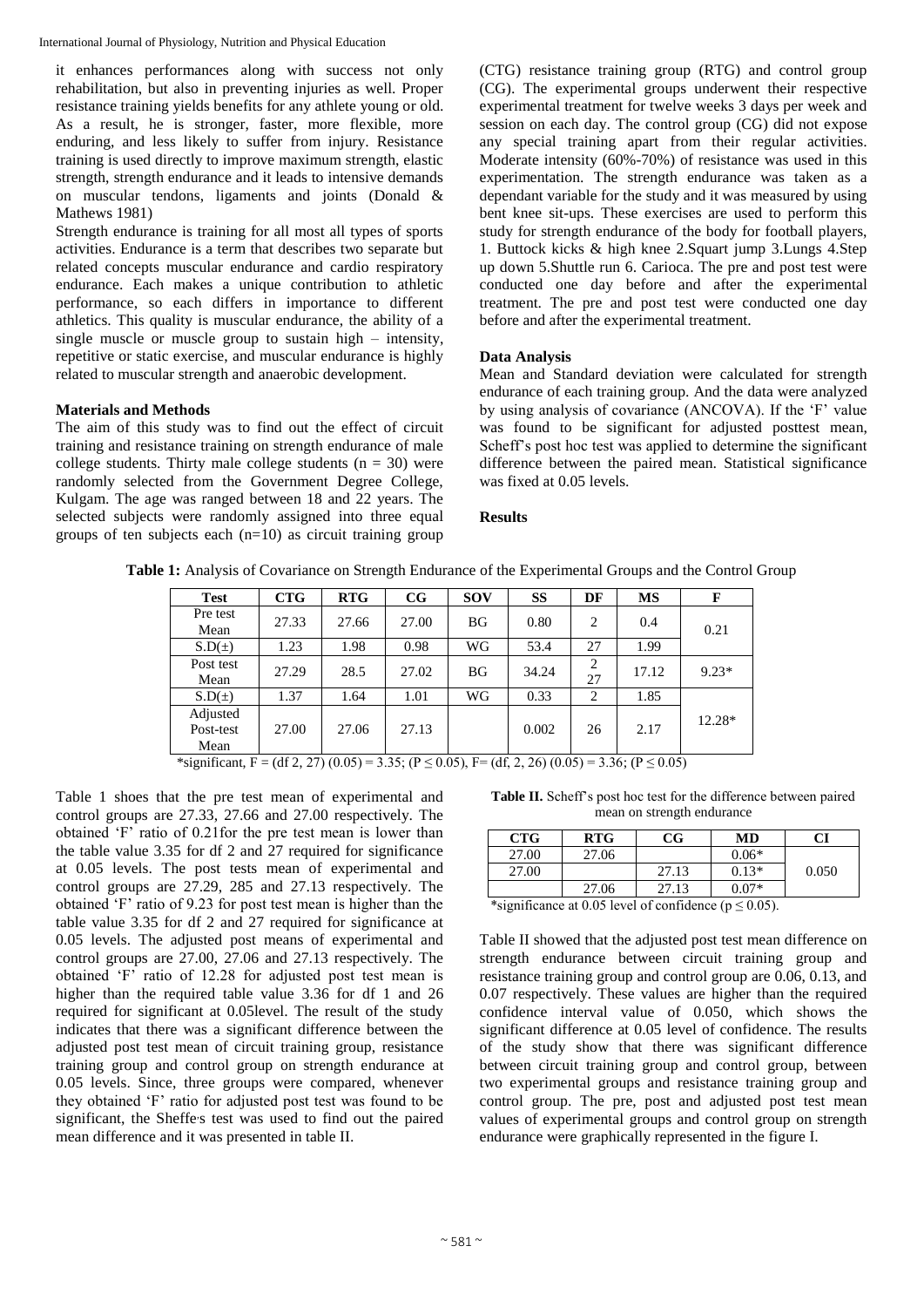it enhances performances along with success not only rehabilitation, but also in preventing injuries as well. Proper resistance training yields benefits for any athlete young or old. As a result, he is stronger, faster, more flexible, more enduring, and less likely to suffer from injury. Resistance training is used directly to improve maximum strength, elastic strength, strength endurance and it leads to intensive demands on muscular tendons, ligaments and joints (Donald & Mathews 1981)

Strength endurance is training for all most all types of sports activities. Endurance is a term that describes two separate but related concepts muscular endurance and cardio respiratory endurance. Each makes a unique contribution to athletic performance, so each differs in importance to different athletics. This quality is muscular endurance, the ability of a single muscle or muscle group to sustain high – intensity, repetitive or static exercise, and muscular endurance is highly related to muscular strength and anaerobic development.

**Materials and Methods**

The aim of this study was to find out the effect of circuit training and resistance training on strength endurance of male college students. Thirty male college students (n = 30) were randomly selected from the Government Degree College, Kulgam. The age was ranged between 18 and 22 years. The selected subjects were randomly assigned into three equal groups of ten subjects each (n=10) as circuit training group (CTG) resistance training group (RTG) and control group (CG). The experimental groups underwent their respective experimental treatment for twelve weeks 3 days per week and session on each day. The control group (CG) did not expose any special training apart from their regular activities. Moderate intensity (60%-70%) of resistance was used in this experimentation. The strength endurance was taken as a dependant variable for the study and it was measured by using bent knee sit-ups. These exercises are used to perform this study for strength endurance of the body for football players, 1. Buttock kicks & high knee 2.Squart jump 3.Lungs 4.Step up down 5.Shuttle run 6. Carioca. The pre and post test were conducted one day before and after the experimental treatment. The pre and post test were conducted one day before and after the experimental treatment.

**Data Analysis**

Mean and Standard deviation were calculated for strength endurance of each training group. And the data were analyzed by using analysis of covariance (ANCOVA). If the 'F' value was found to be significant for adjusted posttest mean, Scheff's post hoc test was applied to determine the significant difference between the paired mean. Statistical significance was fixed at 0.05 levels.

**Results**

**Table 1:** Analysis of Covariance on Strength Endurance of the Experimental Groups and the Control Group

| Test | CTG | RTG | CG | SOV | SS | DF | MS | F |
|---|---|---|---|---|---|---|---|---|
| Pre test Mean | 27.33 | 27.66 | 27.00 | BG | 0.80 | 2 | 0.4 | 0.21 |
| S.D(±) | 1.23 | 1.98 | 0.98 | WG | 53.4 | 27 | 1.99 | |
| Post test Mean | 27.29 | 28.5 | 27.02 | BG | 34.24 | 2 27 | 17.12 | 9.23* |
| S.D(±) | 1.37 | 1.64 | 1.01 | WG | 0.33 | 2 | 1.85 | |
| Adjusted Post-test Mean | 27.00 | 27.06 | 27.13 | | 0.002 | 26 | 2.17 | 12.28* |

*significant, F = (df 2, 27) (0.05) = 3.35; (P ≤ 0.05), F= (df, 2, 26) (0.05) = 3.36; (P ≤ 0.05)

Table 1 shoes that the pre test mean of experimental and control groups are 27.33, 27.66 and 27.00 respectively. The obtained 'F' ratio of 0.21for the pre test mean is lower than the table value 3.35 for df 2 and 27 required for significance at 0.05 levels. The post tests mean of experimental and control groups are 27.29, 285 and 27.13 respectively. The obtained 'F' ratio of 9.23 for post test mean is higher than the table value 3.35 for df 2 and 27 required for significance at 0.05 levels. The adjusted post means of experimental and control groups are 27.00, 27.06 and 27.13 respectively. The obtained 'F' ratio of 12.28 for adjusted post test mean is higher than the required table value 3.36 for df 1 and 26 required for significant at 0.05level. The result of the study indicates that there was a significant difference between the adjusted post test mean of circuit training group, resistance training group and control group on strength endurance at 0.05 levels. Since, three groups were compared, whenever they obtained 'F' ratio for adjusted post test was found to be significant, the Sheffe's test was used to find out the paired mean difference and it was presented in table II.

**Table II.** Scheff's post hoc test for the difference between paired mean on strength endurance

| CTG | RTG | CG | MD | CI |
|---|---|---|---|---|
| 27.00 | 27.06 | | 0.06* | 0.050 |
| 27.00 | | 27.13 | 0.13* | |
| | 27.06 | 27.13 | 0.07* | |

*significance at 0.05 level of confidence (p ≤ 0.05).

Table II showed that the adjusted post test mean difference on strength endurance between circuit training group and resistance training group and control group are 0.06, 0.13, and 0.07 respectively. These values are higher than the required confidence interval value of 0.050, which shows the significant difference at 0.05 level of confidence. The results of the study show that there was significant difference between circuit training group and control group, between two experimental groups and resistance training group and control group. The pre, post and adjusted post test mean values of experimental groups and control group on strength endurance were graphically represented in the figure I.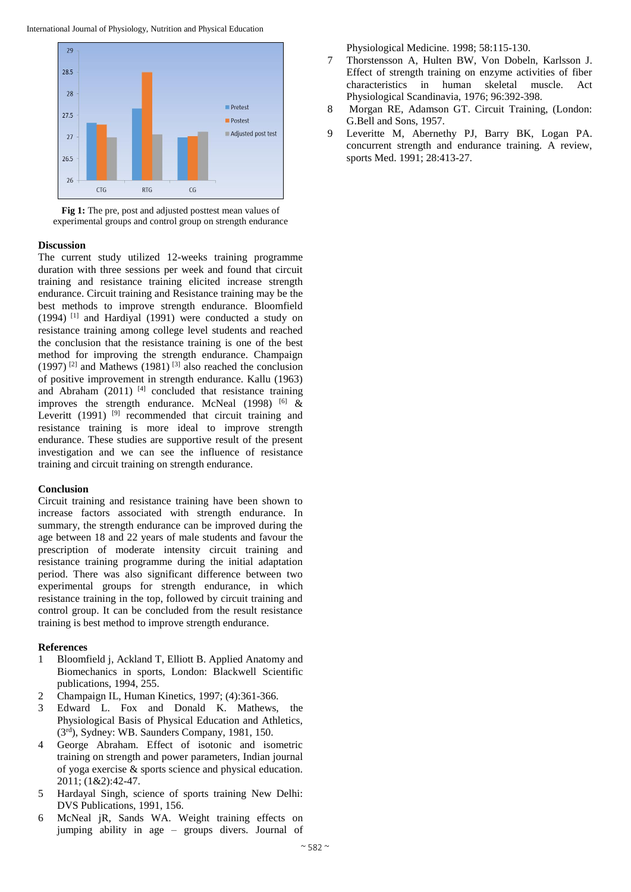29
28.5
28
27.5
27
26.5
26

Pretest
Postest
Adjusted post test

CTG
RTG
CG

**Fig 1:** The pre, post and adjusted posttest mean values of experimental groups and control group on strength endurance

## Discussion

The current study utilized 12-weeks training programme duration with three sessions per week and found that circuit training and resistance training elicited increase strength endurance. Circuit training and Resistance training may be the best methods to improve strength endurance. Bloomfield (1994) [1] and Hardiyal (1991) were conducted a study on resistance training among college level students and reached the conclusion that the resistance training is one of the best method for improving the strength endurance. Champaign (1997) [2] and Mathews (1981) [3] also reached the conclusion of positive improvement in strength endurance. Kallu (1963) and Abraham (2011) [4] concluded that resistance training improves the strength endurance. McNeal (1998) [6] & Leveritt (1991) [9] recommended that circuit training and resistance training is more ideal to improve strength endurance. These studies are supportive result of the present investigation and we can see the influence of resistance training and circuit training on strength endurance.

## Conclusion

Circuit training and resistance training have been shown to increase factors associated with strength endurance. In summary, the strength endurance can be improved during the age between 18 and 22 years of male students and favour the prescription of moderate intensity circuit training and resistance training programme during the initial adaptation period. There was also significant difference between two experimental groups for strength endurance, in which resistance training in the top, followed by circuit training and control group. It can be concluded from the result resistance training is best method to improve strength endurance.

## References

1. Bloomfield j, Ackland T, Elliott B. Applied Anatomy and Biomechanics in sports, London: Blackwell Scientific publications, 1994, 255.
2. Champaign IL, Human Kinetics, 1997; (4):361-366.
3. Edward L. Fox and Donald K. Mathews, the Physiological Basis of Physical Education and Athletics, (3rd), Sydney: WB. Saunders Company, 1981, 150.
4. George Abraham. Effect of isotonic and isometric training on strength and power parameters, Indian journal of yoga exercise & sports science and physical education. 2011; (1&2):42-47.
5. Hardayal Singh, science of sports training New Delhi: DVS Publications, 1991, 156.
6. McNeal jR, Sands WA. Weight training effects on jumping ability in age – groups divers. Journal of Physiological Medicine. 1998; 58:115-130.
7. Thorstensson A, Hulten BW, Von Dobeln, Karlsson J. Effect of strength training on enzyme activities of fiber characteristics in human skeletal muscle. Act Physiological Scandinavia, 1976; 96:392-398.
8. Morgan RE, Adamson GT. Circuit Training, (London: G.Bell and Sons, 1957.
9. Leveritte M, Abernethy PJ, Barry BK, Logan PA. concurrent strength and endurance training. A review, sports Med. 1991; 28:413-27.